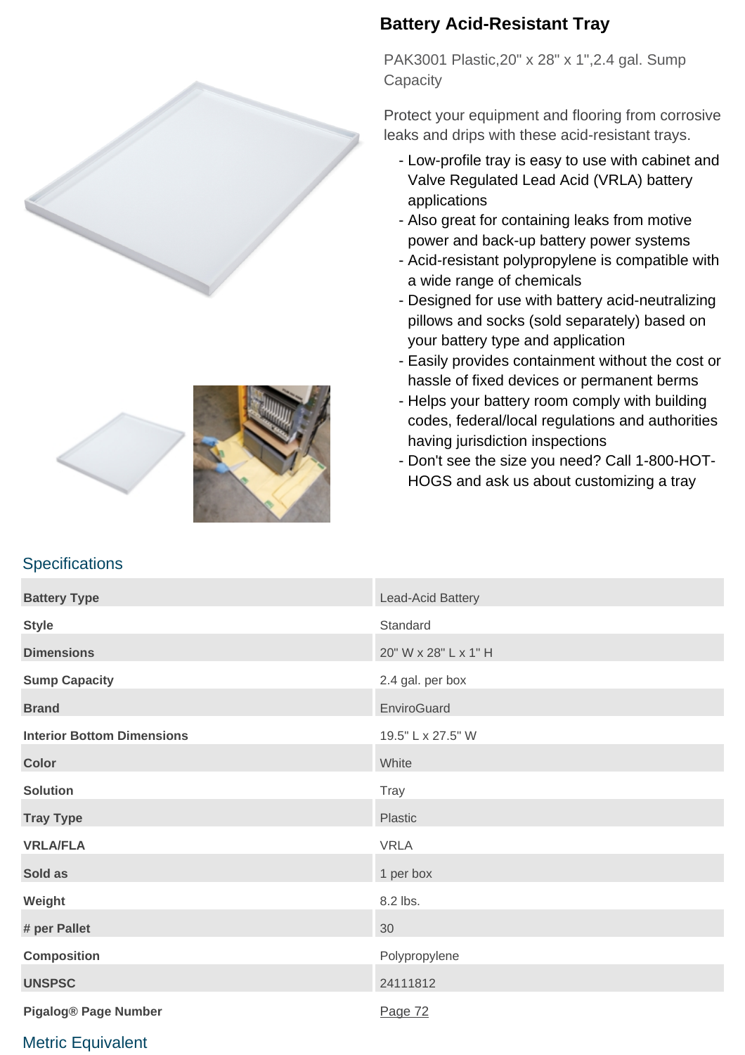# Battery Acid-Resistant Tray

PAK3001 Plastic,20" x 28" x 1",2.4 gal. Sump Capacity

Protect your equipment and flooring from corrosive leaks and drips with these acid-resistant trays.

- Low-profile tray is easy to use with cabinet and Valve Regulated Lead Acid (VRLA) battery applications
- Also great for containing leaks from motive power and back-up battery power systems
- Acid-resistant polypropylene is compatible with a wide range of chemicals
- Designed for use with battery acid-neutralizing pillows and socks (sold separately) based on your battery type and application
- Easily provides containment without the cost or hassle of fixed devices or permanent berms
- Helps your battery room comply with building codes, federal/local regulations and authorities having jurisdiction inspections
- Don't see the size you need? Call 1-800-HOT-HOGS and ask us about customizing a tray

## Specifications

| | |
|---|---|
| **Battery Type** | Lead-Acid Battery |
| **Style** | Standard |
| **Dimensions** | 20" W x 28" L x 1" H |
| **Sump Capacity** | 2.4 gal. per box |
| **Brand** | EnviroGuard |
| **Interior Bottom Dimensions** | 19.5" L x 27.5" W |
| **Color** | White |
| **Solution** | Tray |
| **Tray Type** | Plastic |
| **VRLA/FLA** | VRLA |
| **Sold as** | 1 per box |
| **Weight** | 8.2 lbs. |
| **# per Pallet** | 30 |
| **Composition** | Polypropylene |
| **UNSPSC** | 24111812 |
| **Pigalog® Page Number** | Page 72 |

## Metric Equivalent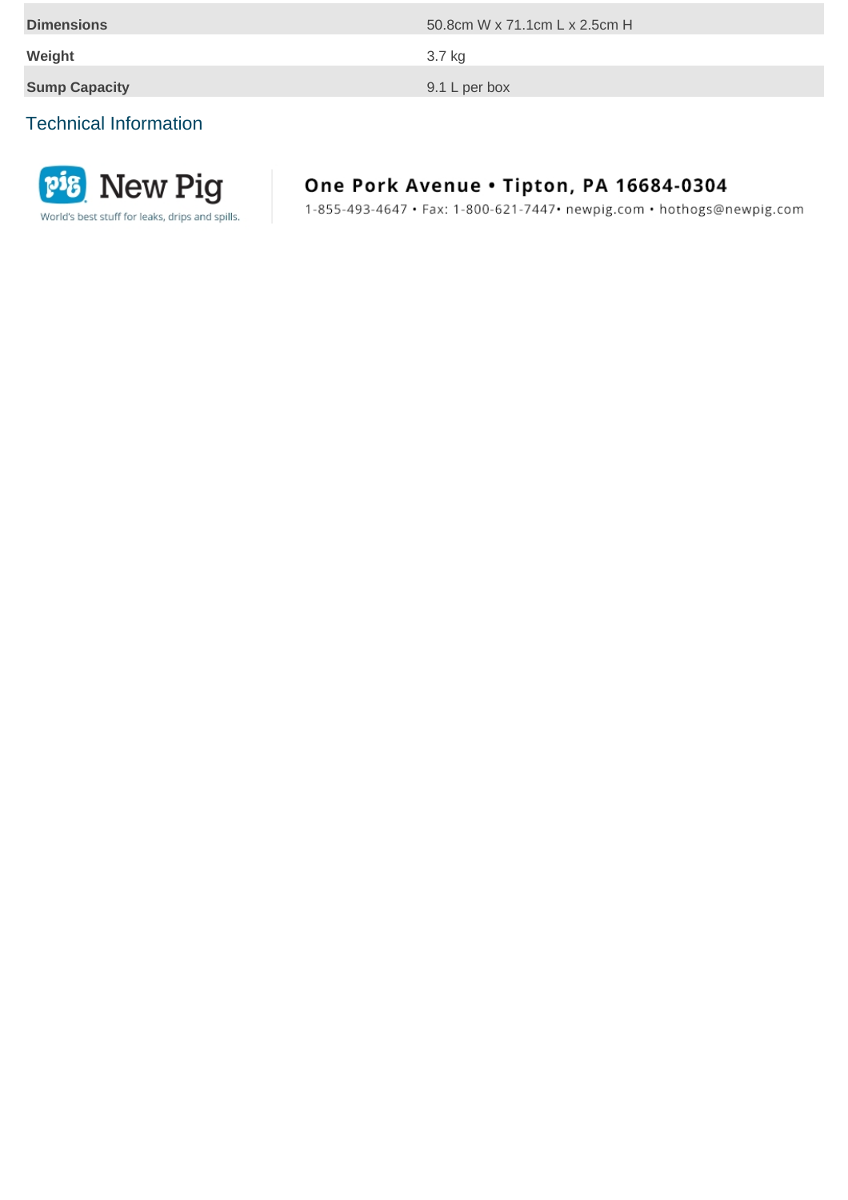| | |
|---|---|
| **Dimensions** | 50.8cm W x 71.1cm L x 2.5cm H |
| **Weight** | 3.7 kg |
| **Sump Capacity** | 9.1 L per box |

## Technical Information

New Pig

World's best stuff for leaks, drips and spills.

**One Pork Avenue • Tipton, PA 16684-0304**

1-855-493-4647 • Fax: 1-800-621-7447• newpig.com • hothogs@newpig.com